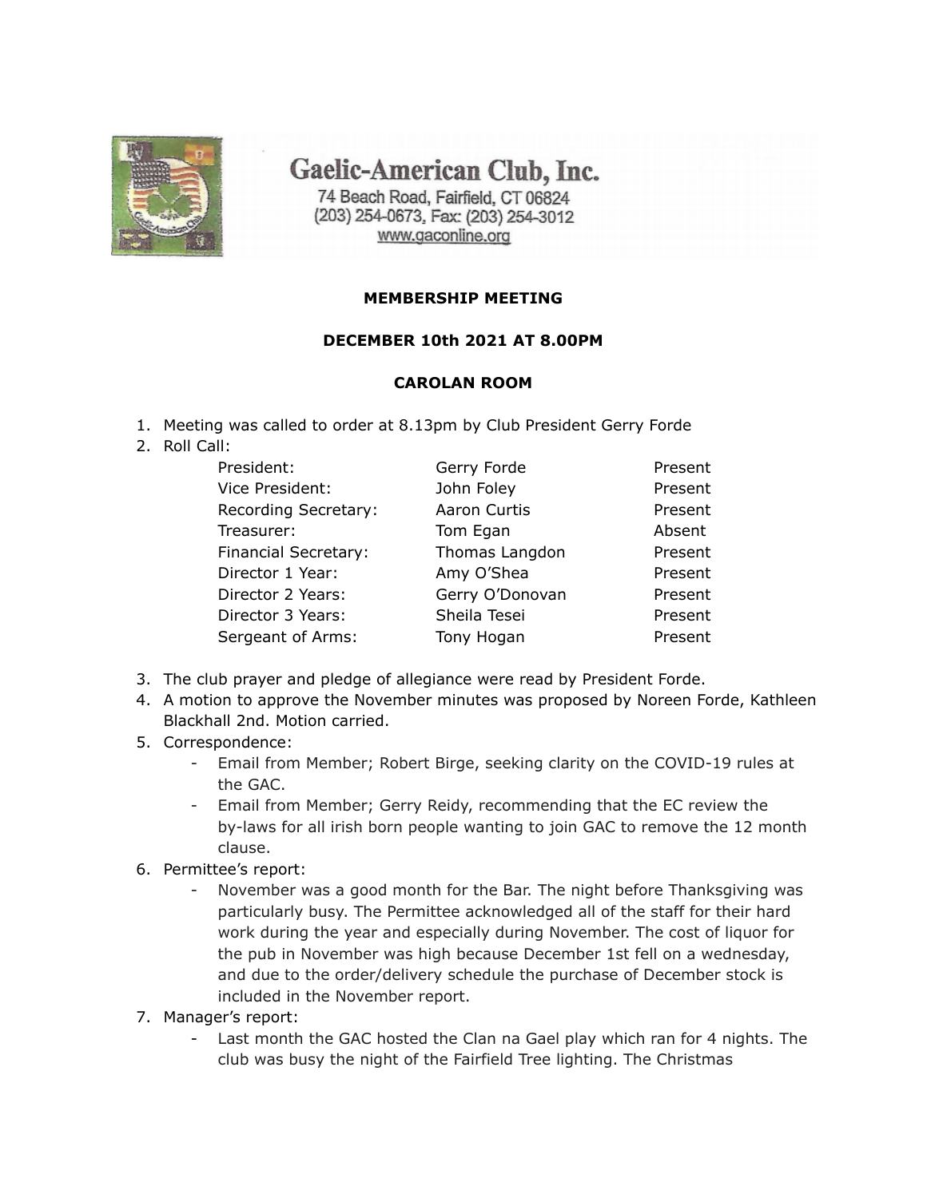# Gaelic-American Club, Inc.

74 Beach Road, Fairfield, CT 06824
(203) 254-0673, Fax: (203) 254-3012
www.gaconline.org

**MEMBERSHIP MEETING**

**DECEMBER 10th 2021 AT 8.00PM**

**CAROLAN ROOM**

1. Meeting was called to order at 8.13pm by Club President Gerry Forde
2. Roll Call:

| | | |
|---|---|---|
| President: | Gerry Forde | Present |
| Vice President: | John Foley | Present |
| Recording Secretary: | Aaron Curtis | Present |
| Treasurer: | Tom Egan | Absent |
| Financial Secretary: | Thomas Langdon | Present |
| Director 1 Year: | Amy O'Shea | Present |
| Director 2 Years: | Gerry O'Donovan | Present |
| Director 3 Years: | Sheila Tesei | Present |
| Sergeant of Arms: | Tony Hogan | Present |

3. The club prayer and pledge of allegiance were read by President Forde.
4. A motion to approve the November minutes was proposed by Noreen Forde, Kathleen Blackhall 2nd. Motion carried.
5. Correspondence:
   - Email from Member; Robert Birge, seeking clarity on the COVID-19 rules at the GAC.
   - Email from Member; Gerry Reidy, recommending that the EC review the by-laws for all irish born people wanting to join GAC to remove the 12 month clause.
6. Permittee's report:
   - November was a good month for the Bar. The night before Thanksgiving was particularly busy. The Permittee acknowledged all of the staff for their hard work during the year and especially during November. The cost of liquor for the pub in November was high because December 1st fell on a wednesday, and due to the order/delivery schedule the purchase of December stock is included in the November report.
7. Manager's report:
   - Last month the GAC hosted the Clan na Gael play which ran for 4 nights. The club was busy the night of the Fairfield Tree lighting. The Christmas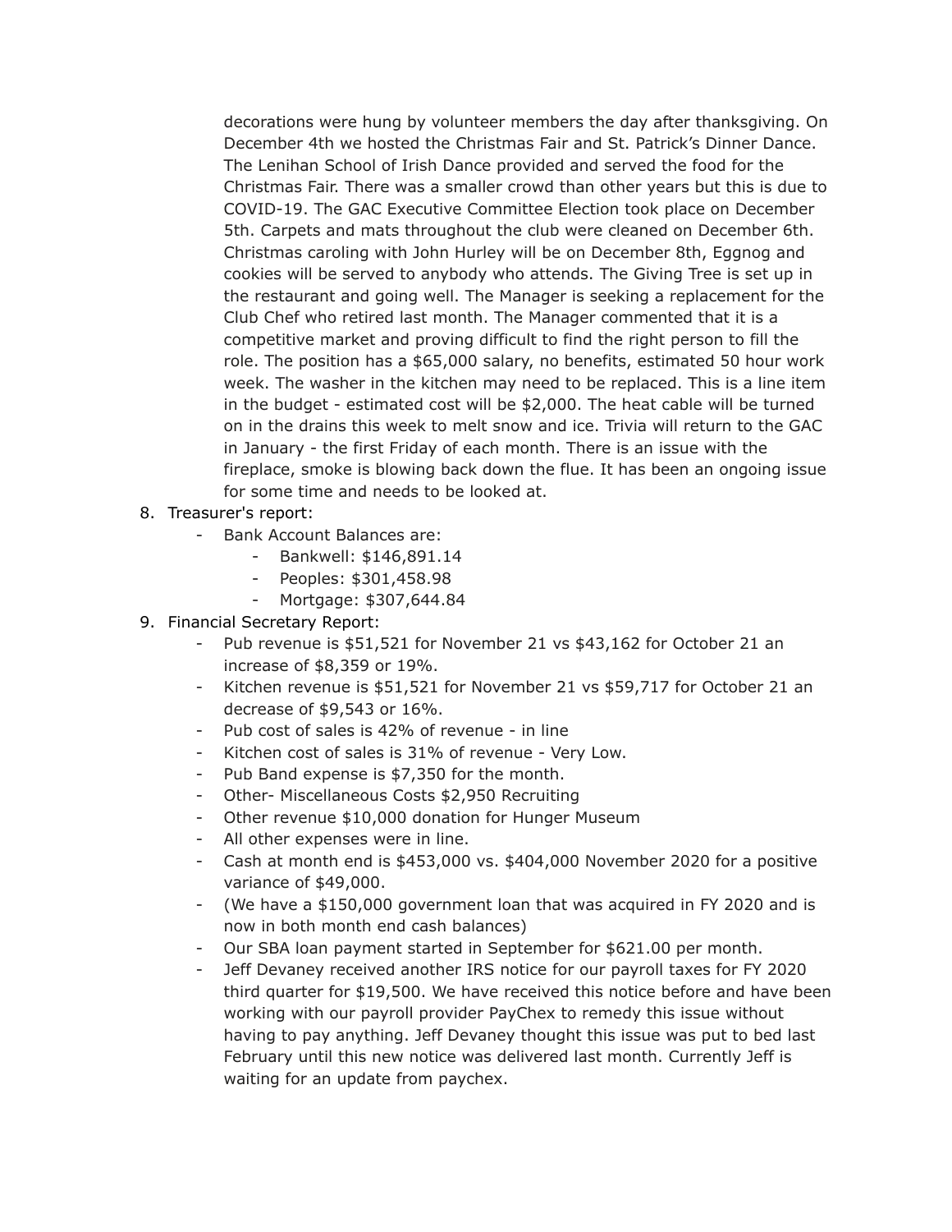decorations were hung by volunteer members the day after thanksgiving. On December 4th we hosted the Christmas Fair and St. Patrick's Dinner Dance. The Lenihan School of Irish Dance provided and served the food for the Christmas Fair. There was a smaller crowd than other years but this is due to COVID-19. The GAC Executive Committee Election took place on December 5th. Carpets and mats throughout the club were cleaned on December 6th. Christmas caroling with John Hurley will be on December 8th, Eggnog and cookies will be served to anybody who attends. The Giving Tree is set up in the restaurant and going well. The Manager is seeking a replacement for the Club Chef who retired last month. The Manager commented that it is a competitive market and proving difficult to find the right person to fill the role. The position has a $65,000 salary, no benefits, estimated 50 hour work week. The washer in the kitchen may need to be replaced. This is a line item in the budget - estimated cost will be $2,000. The heat cable will be turned on in the drains this week to melt snow and ice. Trivia will return to the GAC in January - the first Friday of each month. There is an issue with the fireplace, smoke is blowing back down the flue. It has been an ongoing issue for some time and needs to be looked at.

8. Treasurer's report:
   - Bank Account Balances are:
     - Bankwell: $146,891.14
     - Peoples: $301,458.98
     - Mortgage: $307,644.84
9. Financial Secretary Report:
   - Pub revenue is $51,521 for November 21 vs $43,162 for October 21 an increase of $8,359 or 19%.
   - Kitchen revenue is $51,521 for November 21 vs $59,717 for October 21 an decrease of $9,543 or 16%.
   - Pub cost of sales is 42% of revenue - in line
   - Kitchen cost of sales is 31% of revenue - Very Low.
   - Pub Band expense is $7,350 for the month.
   - Other- Miscellaneous Costs $2,950 Recruiting
   - Other revenue $10,000 donation for Hunger Museum
   - All other expenses were in line.
   - Cash at month end is $453,000 vs. $404,000 November 2020 for a positive variance of $49,000.
   - (We have a $150,000 government loan that was acquired in FY 2020 and is now in both month end cash balances)
   - Our SBA loan payment started in September for $621.00 per month.
   - Jeff Devaney received another IRS notice for our payroll taxes for FY 2020 third quarter for $19,500. We have received this notice before and have been working with our payroll provider PayChex to remedy this issue without having to pay anything. Jeff Devaney thought this issue was put to bed last February until this new notice was delivered last month. Currently Jeff is waiting for an update from paychex.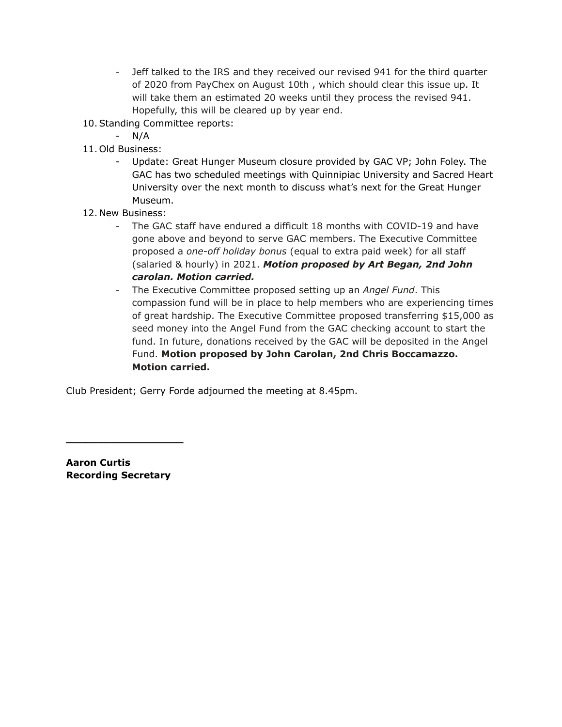- Jeff talked to the IRS and they received our revised 941 for the third quarter of 2020 from PayChex on August 10th , which should clear this issue up. It will take them an estimated 20 weeks until they process the revised 941. Hopefully, this will be cleared up by year end.

10. Standing Committee reports:
    - N/A
11. Old Business:
    - Update: Great Hunger Museum closure provided by GAC VP; John Foley. The GAC has two scheduled meetings with Quinnipiac University and Sacred Heart University over the next month to discuss what's next for the Great Hunger Museum.
12. New Business:
    - The GAC staff have endured a difficult 18 months with COVID-19 and have gone above and beyond to serve GAC members. The Executive Committee proposed a *one-off holiday bonus* (equal to extra paid week) for all staff (salaried & hourly) in 2021. ***Motion proposed by Art Began, 2nd John carolan. Motion carried.***
    - The Executive Committee proposed setting up an *Angel Fund*. This compassion fund will be in place to help members who are experiencing times of great hardship. The Executive Committee proposed transferring $15,000 as seed money into the Angel Fund from the GAC checking account to start the fund. In future, donations received by the GAC will be deposited in the Angel Fund. **Motion proposed by John Carolan, 2nd Chris Boccamazzo. Motion carried.**

Club President; Gerry Forde adjourned the meeting at 8.45pm.

___________________

**Aaron Curtis**
**Recording Secretary**